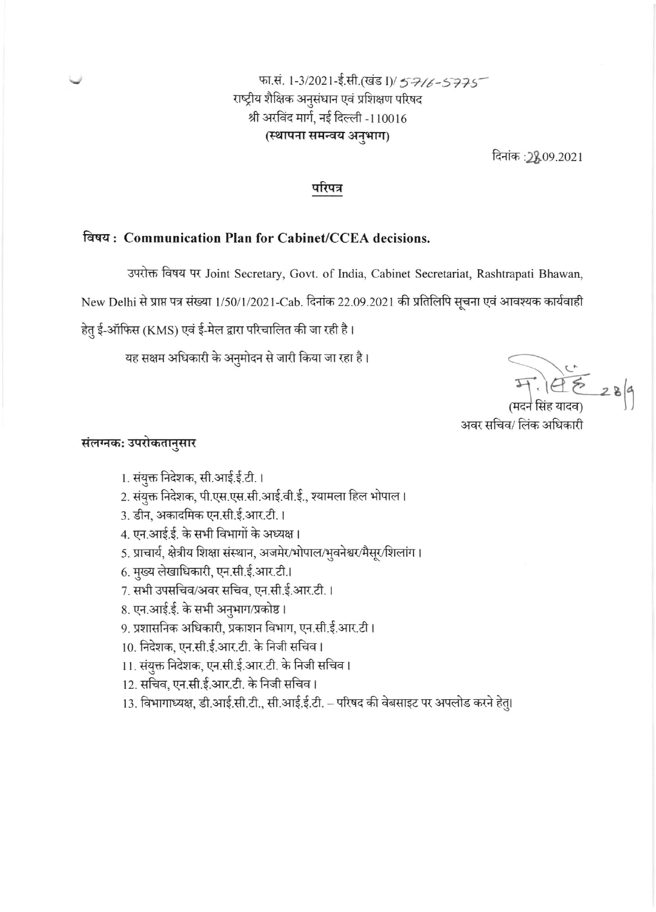फा.सं. 1-3/2021-ई.सी.(खंड I)/ 5716-5775
राष्ट्रीय शैक्षिक अनुसंधान एवं प्रशिक्षण परिषद
श्री अरविंद मार्ग, नई दिल्ली -110016
**(स्थापना समन्वय अनुभाग)**

दिनांक :28.09.2021

## परिपत्र

**विषय : Communication Plan for Cabinet/CCEA decisions.**

उपरोक्त विषय पर Joint Secretary, Govt. of India, Cabinet Secretariat, Rashtrapati Bhawan, New Delhi से प्राप्त पत्र संख्या 1/50/1/2021-Cab. दिनांक 22.09.2021 की प्रतिलिपि सूचना एवं आवश्यक कार्यवाही हेतु ई-ऑफिस (KMS) एवं ई-मेल द्वारा परिचालित की जा रही है।

यह सक्षम अधिकारी के अनुमोदन से जारी किया जा रहा है।

28/9

(मदन सिंह यादव)
अवर सचिव/ लिंक अधिकारी

**संलग्नक: उपरोकतानुसार**

1. संयुक्त निदेशक, सी.आई.ई.टी.।
2. संयुक्त निदेशक, पी.एस.एस.सी.आई.वी.ई., श्यामला हिल भोपाल।
3. डीन, अकादमिक एन.सी.ई.आर.टी.।
4. एन.आई.ई. के सभी विभागों के अध्यक्ष।
5. प्राचार्य, क्षेत्रीय शिक्षा संस्थान, अजमेर/भोपाल/भुवनेश्वर/मैसूर/शिलांग।
6. मुख्य लेखाधिकारी, एन.सी.ई.आर.टी.।
7. सभी उपसचिव/अवर सचिव, एन.सी.ई.आर.टी.।
8. एन.आई.ई. के सभी अनुभाग/प्रकोष्ठ।
9. प्रशासनिक अधिकारी, प्रकाशन विभाग, एन.सी.ई.आर.टी।
10. निदेशक, एन.सी.ई.आर.टी. के निजी सचिव।
11. संयुक्त निदेशक, एन.सी.ई.आर.टी. के निजी सचिव।
12. सचिव, एन.सी.ई.आर.टी. के निजी सचिव।
13. विभागाध्यक्ष, डी.आई.सी.टी., सी.आई.ई.टी. – परिषद की वेबसाइट पर अपलोड करने हेतु।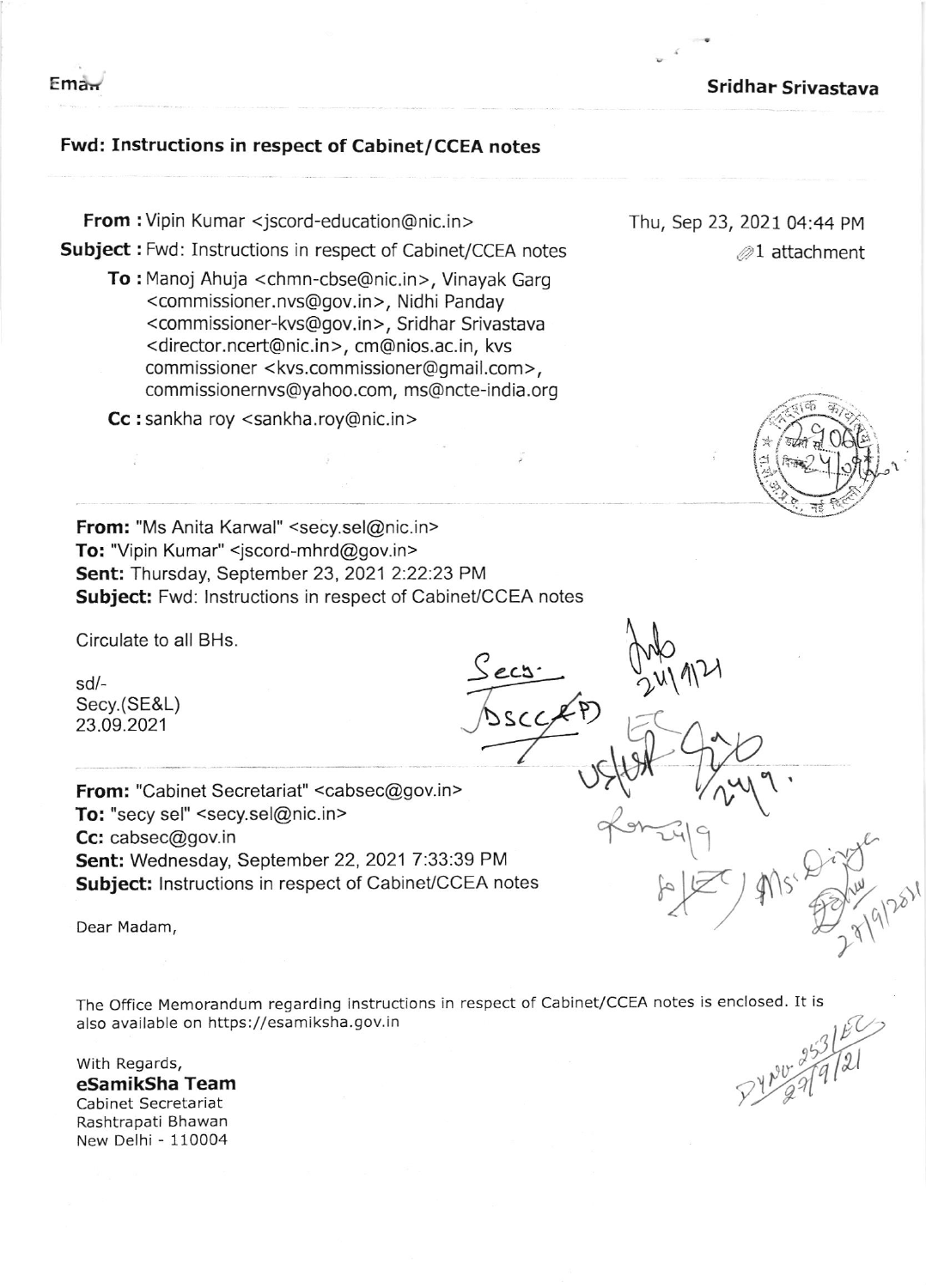Email **Sridhar Srivastava**

## Fwd: Instructions in respect of Cabinet/CCEA notes

**From :** Vipin Kumar <jscord-education@nic.in> Thu, Sep 23, 2021 04:44 PM

**Subject :** Fwd: Instructions in respect of Cabinet/CCEA notes 1 attachment

**To :** Manoj Ahuja <chmn-cbse@nic.in>, Vinayak Garg <commissioner.nvs@gov.in>, Nidhi Panday <commissioner-kvs@gov.in>, Sridhar Srivastava <director.ncert@nic.in>, cm@nios.ac.in, kvs commissioner <kvs.commissioner@gmail.com>, commissionernvs@yahoo.com, ms@ncte-india.org

**Cc :** sankha roy <sankha.roy@nic.in>

---

**From:** "Ms Anita Karwal" <secy.sel@nic.in>
**To:** "Vipin Kumar" <jscord-mhrd@gov.in>
**Sent:** Thursday, September 23, 2021 2:22:23 PM
**Subject:** Fwd: Instructions in respect of Cabinet/CCEA notes

Circulate to all BHs.

sd/-
Secy.(SE&L)
23.09.2021

---

**From:** "Cabinet Secretariat" <cabsec@gov.in>
**To:** "secy sel" <secy.sel@nic.in>
**Cc:** cabsec@gov.in
**Sent:** Wednesday, September 22, 2021 7:33:39 PM
**Subject:** Instructions in respect of Cabinet/CCEA notes

Dear Madam,

The Office Memorandum regarding instructions in respect of Cabinet/CCEA notes is enclosed. It is also available on https://esamiksha.gov.in

With Regards,
**eSamikSha Team**
Cabinet Secretariat
Rashtrapati Bhawan
New Delhi - 110004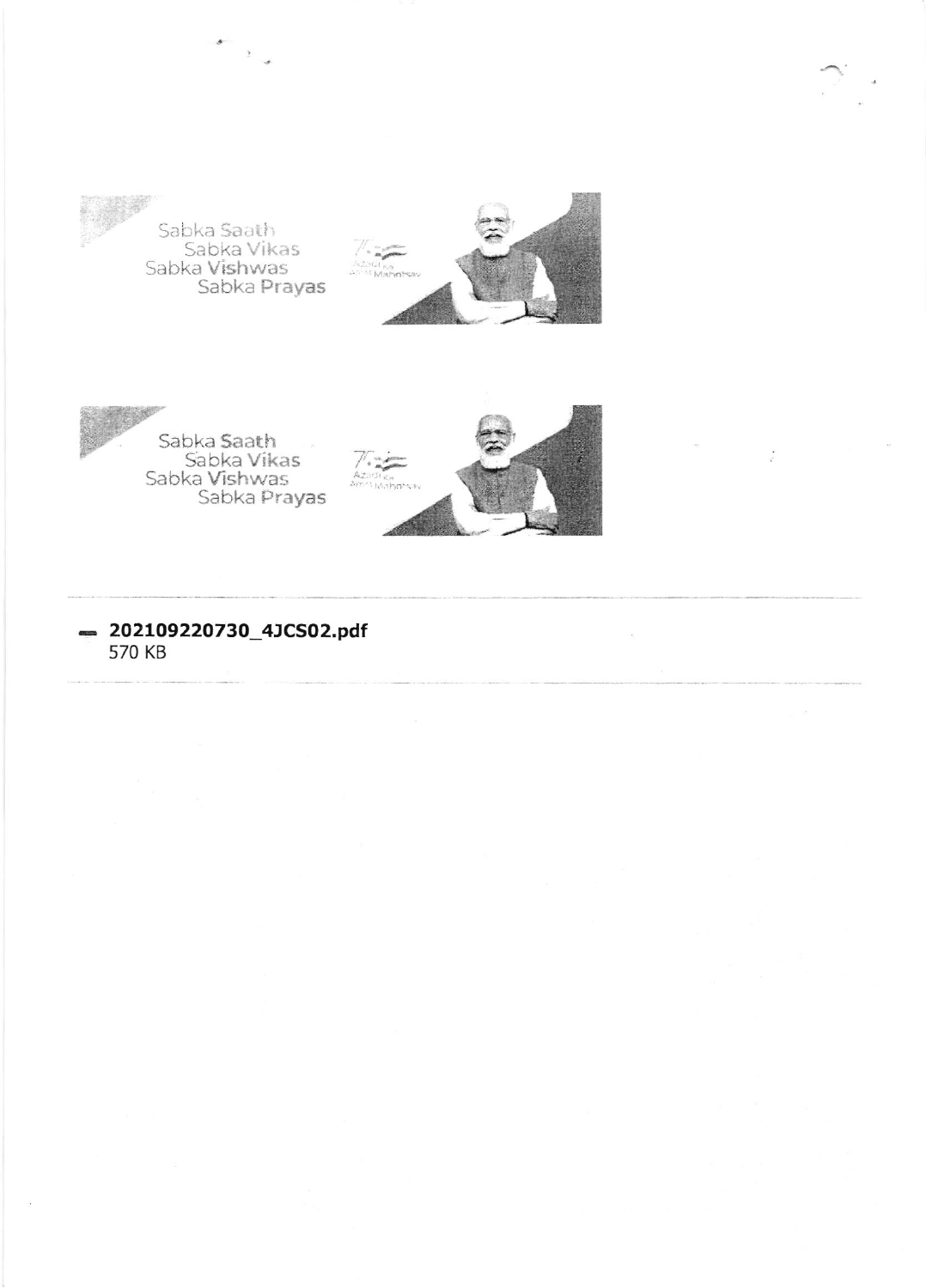Sabka Saath
Sabka Vikas
Sabka Vishwas
Sabka Prayas

Sabka Saath
Sabka Vikas
Sabka Vishwas
Sabka Prayas

---

**202109220730_4JCS02.pdf**
570 KB

---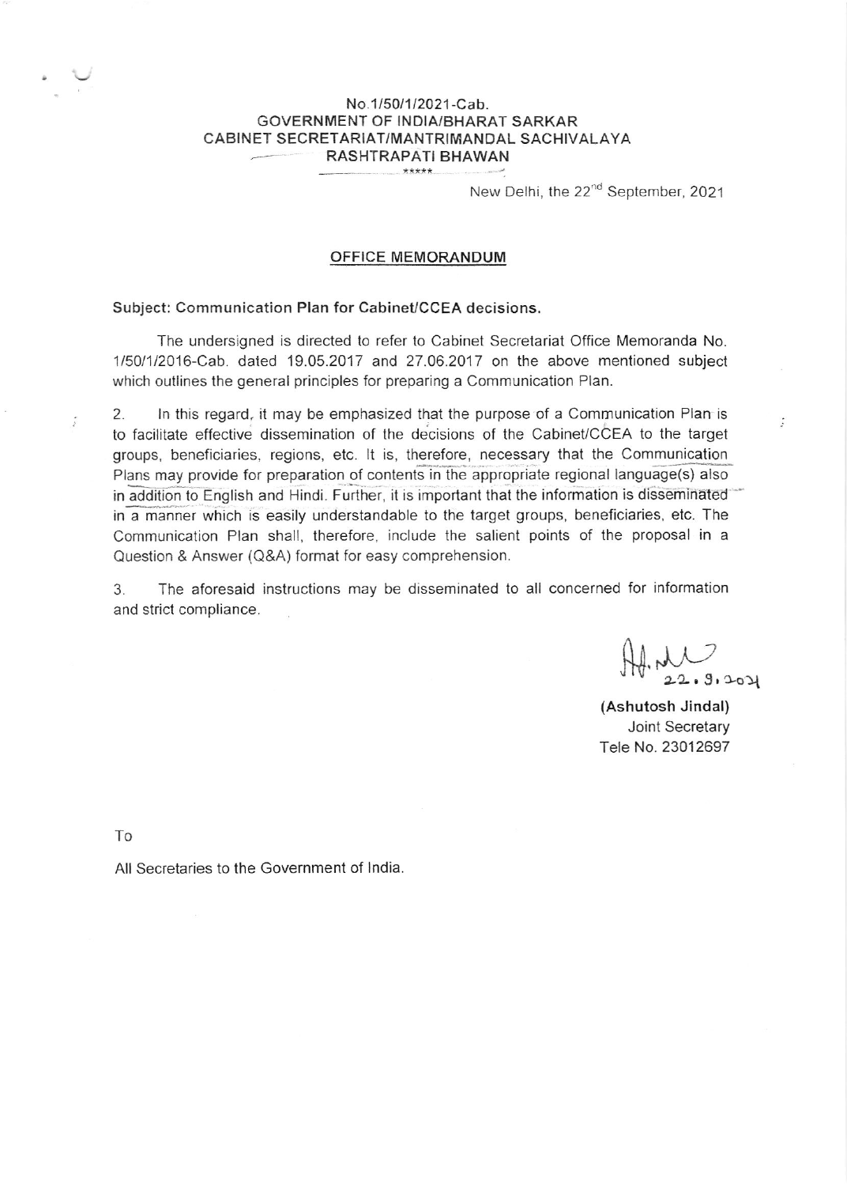No.1/50/1/2021-Cab.
GOVERNMENT OF INDIA/BHARAT SARKAR
CABINET SECRETARIAT/MANTRIMANDAL SACHIVALAYA
RASHTRAPATI BHAWAN

\*\*\*\*\*

New Delhi, the 22nd September, 2021

## OFFICE MEMORANDUM

**Subject: Communication Plan for Cabinet/CCEA decisions.**

The undersigned is directed to refer to Cabinet Secretariat Office Memoranda No. 1/50/1/2016-Cab. dated 19.05.2017 and 27.06.2017 on the above mentioned subject which outlines the general principles for preparing a Communication Plan.

2. In this regard, it may be emphasized that the purpose of a Communication Plan is to facilitate effective dissemination of the decisions of the Cabinet/CCEA to the target groups, beneficiaries, regions, etc. It is, therefore, necessary that the Communication Plans may provide for preparation of contents in the appropriate regional language(s) also in addition to English and Hindi. Further, it is important that the information is disseminated in a manner which is easily understandable to the target groups, beneficiaries, etc. The Communication Plan shall, therefore, include the salient points of the proposal in a Question & Answer (Q&A) format for easy comprehension.

3. The aforesaid instructions may be disseminated to all concerned for information and strict compliance.

22.9.2021

**(Ashutosh Jindal)**
Joint Secretary
Tele No. 23012697

To

All Secretaries to the Government of India.